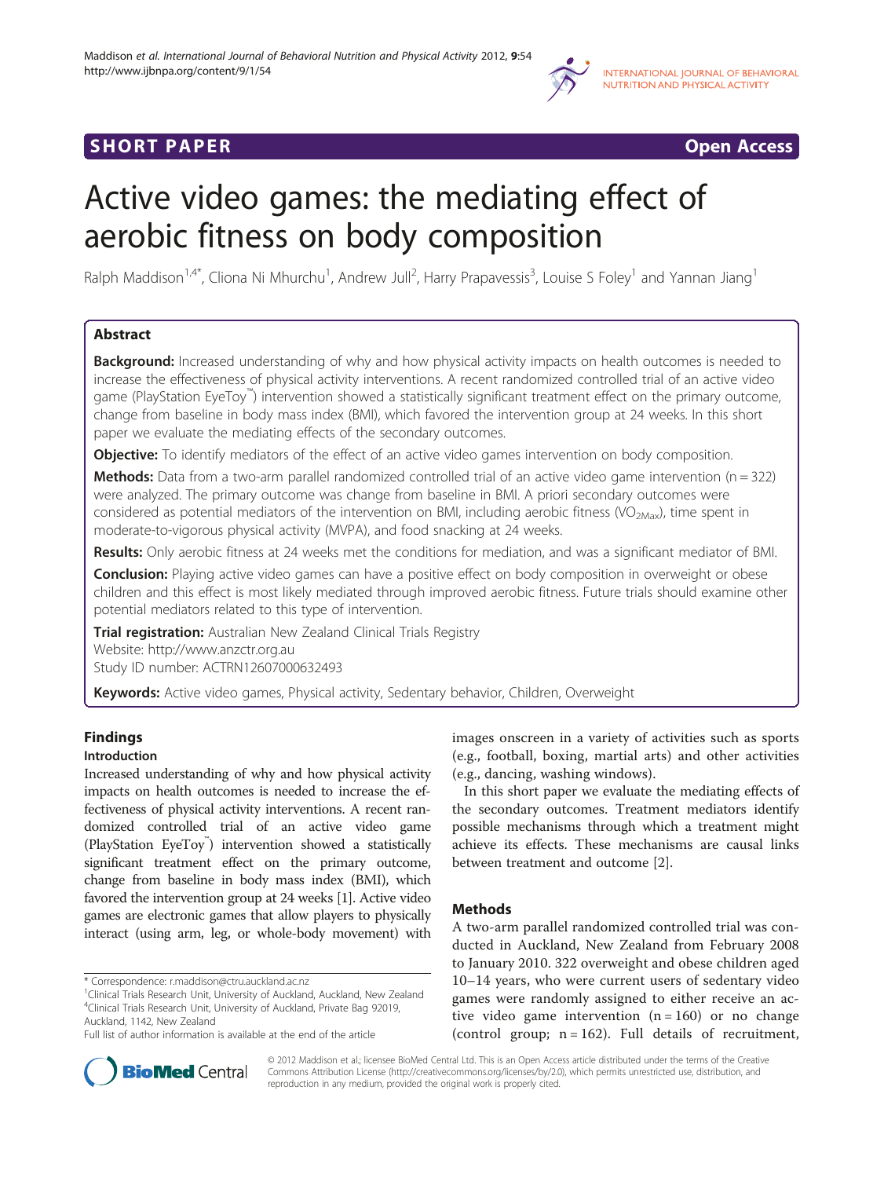SHORT PAPER Open Access

# Active video games: the mediating effect of aerobic fitness on body composition

Ralph Maddison[1,4*], Cliona Ni Mhurchu[1], Andrew Jull[2], Harry Prapavessis[3], Louise S Foley[1] and Yannan Jiang[1]

## Abstract

**Background:** Increased understanding of why and how physical activity impacts on health outcomes is needed to increase the effectiveness of physical activity interventions. A recent randomized controlled trial of an active video game (PlayStation EyeToy™) intervention showed a statistically significant treatment effect on the primary outcome, change from baseline in body mass index (BMI), which favored the intervention group at 24 weeks. In this short paper we evaluate the mediating effects of the secondary outcomes.

**Objective:** To identify mediators of the effect of an active video games intervention on body composition.

**Methods:** Data from a two-arm parallel randomized controlled trial of an active video game intervention (n = 322) were analyzed. The primary outcome was change from baseline in BMI. A priori secondary outcomes were considered as potential mediators of the intervention on BMI, including aerobic fitness ($VO_{2Max}$), time spent in moderate-to-vigorous physical activity (MVPA), and food snacking at 24 weeks.

**Results:** Only aerobic fitness at 24 weeks met the conditions for mediation, and was a significant mediator of BMI.

**Conclusion:** Playing active video games can have a positive effect on body composition in overweight or obese children and this effect is most likely mediated through improved aerobic fitness. Future trials should examine other potential mediators related to this type of intervention.

**Trial registration:** Australian New Zealand Clinical Trials Registry
Website: http://www.anzctr.org.au
Study ID number: ACTRN12607000632493

**Keywords:** Active video games, Physical activity, Sedentary behavior, Children, Overweight

## Findings

### Introduction

Increased understanding of why and how physical activity impacts on health outcomes is needed to increase the effectiveness of physical activity interventions. A recent randomized controlled trial of an active video game (PlayStation EyeToy™) intervention showed a statistically significant treatment effect on the primary outcome, change from baseline in body mass index (BMI), which favored the intervention group at 24 weeks [1]. Active video games are electronic games that allow players to physically interact (using arm, leg, or whole-body movement) with images onscreen in a variety of activities such as sports (e.g., football, boxing, martial arts) and other activities (e.g., dancing, washing windows).

In this short paper we evaluate the mediating effects of the secondary outcomes. Treatment mediators identify possible mechanisms through which a treatment might achieve its effects. These mechanisms are causal links between treatment and outcome [2].

## Methods

A two-arm parallel randomized controlled trial was conducted in Auckland, New Zealand from February 2008 to January 2010. 322 overweight and obese children aged 10–14 years, who were current users of sedentary video games were randomly assigned to either receive an active video game intervention (n = 160) or no change (control group; n = 162). Full details of recruitment,

\* Correspondence: r.maddison@ctru.auckland.ac.nz
[1]Clinical Trials Research Unit, University of Auckland, Auckland, New Zealand
[4]Clinical Trials Research Unit, University of Auckland, Private Bag 92019, Auckland, 1142, New Zealand
Full list of author information is available at the end of the article

© 2012 Maddison et al.; licensee BioMed Central Ltd. This is an Open Access article distributed under the terms of the Creative Commons Attribution License (http://creativecommons.org/licenses/by/2.0), which permits unrestricted use, distribution, and reproduction in any medium, provided the original work is properly cited.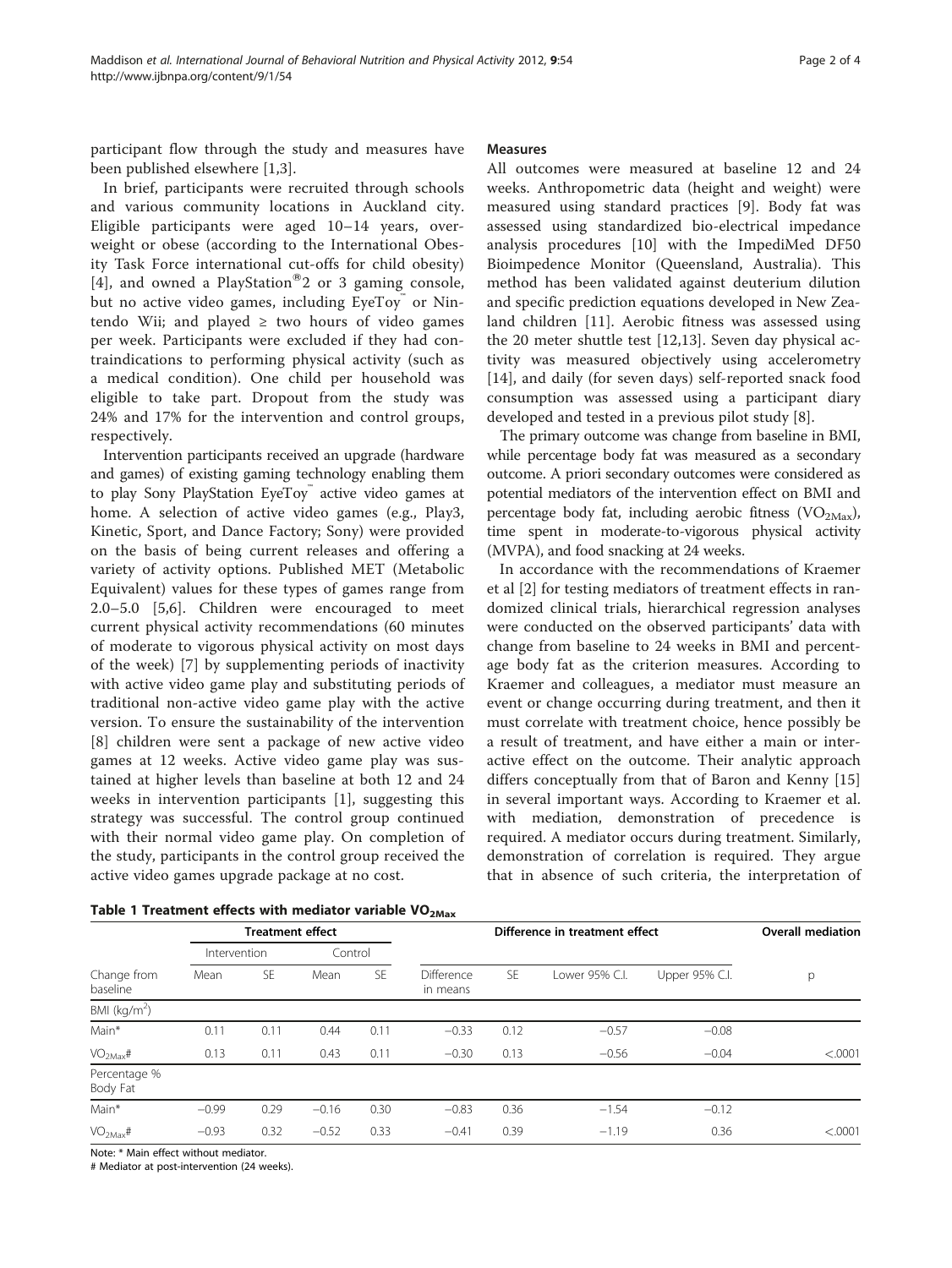participant flow through the study and measures have been published elsewhere [1,3].

In brief, participants were recruited through schools and various community locations in Auckland city. Eligible participants were aged 10–14 years, overweight or obese (according to the International Obesity Task Force international cut-offs for child obesity) [4], and owned a PlayStation®2 or 3 gaming console, but no active video games, including EyeToy™ or Nintendo Wii; and played ≥ two hours of video games per week. Participants were excluded if they had contraindications to performing physical activity (such as a medical condition). One child per household was eligible to take part. Dropout from the study was 24% and 17% for the intervention and control groups, respectively.

Intervention participants received an upgrade (hardware and games) of existing gaming technology enabling them to play Sony PlayStation EyeToy™ active video games at home. A selection of active video games (e.g., Play3, Kinetic, Sport, and Dance Factory; Sony) were provided on the basis of being current releases and offering a variety of activity options. Published MET (Metabolic Equivalent) values for these types of games range from 2.0–5.0 [5,6]. Children were encouraged to meet current physical activity recommendations (60 minutes of moderate to vigorous physical activity on most days of the week) [7] by supplementing periods of inactivity with active video game play and substituting periods of traditional non-active video game play with the active version. To ensure the sustainability of the intervention [8] children were sent a package of new active video games at 12 weeks. Active video game play was sustained at higher levels than baseline at both 12 and 24 weeks in intervention participants [1], suggesting this strategy was successful. The control group continued with their normal video game play. On completion of the study, participants in the control group received the active video games upgrade package at no cost.

### Measures

All outcomes were measured at baseline 12 and 24 weeks. Anthropometric data (height and weight) were measured using standard practices [9]. Body fat was assessed using standardized bio-electrical impedance analysis procedures [10] with the ImpediMed DF50 Bioimpedence Monitor (Queensland, Australia). This method has been validated against deuterium dilution and specific prediction equations developed in New Zealand children [11]. Aerobic fitness was assessed using the 20 meter shuttle test [12,13]. Seven day physical activity was measured objectively using accelerometry [14], and daily (for seven days) self-reported snack food consumption was assessed using a participant diary developed and tested in a previous pilot study [8].

The primary outcome was change from baseline in BMI, while percentage body fat was measured as a secondary outcome. A priori secondary outcomes were considered as potential mediators of the intervention effect on BMI and percentage body fat, including aerobic fitness ($VO_{2Max}$), time spent in moderate-to-vigorous physical activity (MVPA), and food snacking at 24 weeks.

In accordance with the recommendations of Kraemer et al [2] for testing mediators of treatment effects in randomized clinical trials, hierarchical regression analyses were conducted on the observed participants' data with change from baseline to 24 weeks in BMI and percentage body fat as the criterion measures. According to Kraemer and colleagues, a mediator must measure an event or change occurring during treatment, and then it must correlate with treatment choice, hence possibly be a result of treatment, and have either a main or interactive effect on the outcome. Their analytic approach differs conceptually from that of Baron and Kenny [15] in several important ways. According to Kraemer et al. with mediation, demonstration of precedence is required. A mediator occurs during treatment. Similarly, demonstration of correlation is required. They argue that in absence of such criteria, the interpretation of

**Table 1 Treatment effects with mediator variable $VO_{2Max}$**

| | Treatment effect | | | | Difference in treatment effect | | | | Overall mediation |
|---|---|---|---|---|---|---|---|---|---|
| | Intervention | | Control | | | | | | |
| Change from baseline | Mean | SE | Mean | SE | Difference in means | SE | Lower 95% C.I. | Upper 95% C.I. | p |
| BMI (kg/m²) | | | | | | | | | |
| Main* | 0.11 | 0.11 | 0.44 | 0.11 | −0.33 | 0.12 | −0.57 | −0.08 | |
| $VO_{2Max}$# | 0.13 | 0.11 | 0.43 | 0.11 | −0.30 | 0.13 | −0.56 | −0.04 | <.0001 |
| Percentage % Body Fat | | | | | | | | | |
| Main* | −0.99 | 0.29 | −0.16 | 0.30 | −0.83 | 0.36 | −1.54 | −0.12 | |
| $VO_{2Max}$# | −0.93 | 0.32 | −0.52 | 0.33 | −0.41 | 0.39 | −1.19 | 0.36 | <.0001 |

Note: * Main effect without mediator.
# Mediator at post-intervention (24 weeks).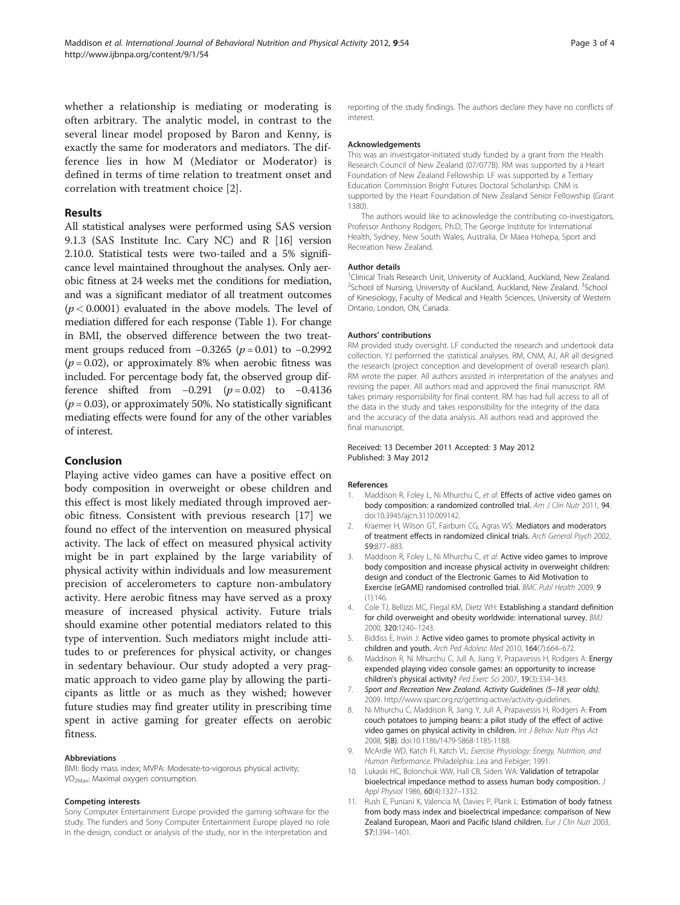whether a relationship is mediating or moderating is often arbitrary. The analytic model, in contrast to the several linear model proposed by Baron and Kenny, is exactly the same for moderators and mediators. The difference lies in how M (Mediator or Moderator) is defined in terms of time relation to treatment onset and correlation with treatment choice [2].

## Results

All statistical analyses were performed using SAS version 9.1.3 (SAS Institute Inc. Cary NC) and R [16] version 2.10.0. Statistical tests were two-tailed and a 5% significance level maintained throughout the analyses. Only aerobic fitness at 24 weeks met the conditions for mediation, and was a significant mediator of all treatment outcomes ($p < 0.0001$) evaluated in the above models. The level of mediation differed for each response (Table 1). For change in BMI, the observed difference between the two treatment groups reduced from −0.3265 ($p = 0.01$) to −0.2992 ($p = 0.02$), or approximately 8% when aerobic fitness was included. For percentage body fat, the observed group difference shifted from −0.291 ($p = 0.02$) to −0.4136 ($p = 0.03$), or approximately 50%. No statistically significant mediating effects were found for any of the other variables of interest.

## Conclusion

Playing active video games can have a positive effect on body composition in overweight or obese children and this effect is most likely mediated through improved aerobic fitness. Consistent with previous research [17] we found no effect of the intervention on measured physical activity. The lack of effect on measured physical activity might be in part explained by the large variability of physical activity within individuals and low measurement precision of accelerometers to capture non-ambulatory activity. Here aerobic fitness may have served as a proxy measure of increased physical activity. Future trials should examine other potential mediators related to this type of intervention. Such mediators might include attitudes to or preferences for physical activity, or changes in sedentary behaviour. Our study adopted a very pragmatic approach to video game play by allowing the participants as little or as much as they wished; however future studies may find greater utility in prescribing time spent in active gaming for greater effects on aerobic fitness.

#### Abbreviations

BMI: Body mass index; MVPA: Moderate-to-vigorous physical activity; $VO_{2Max}$: Maximal oxygen consumption.

#### Competing interests

Sony Computer Entertainment Europe provided the gaming software for the study. The funders and Sony Computer Entertainment Europe played no role in the design, conduct or analysis of the study, nor in the interpretation and reporting of the study findings. The authors declare they have no conflicts of interest.

#### Acknowledgements

This was an investigator-initiated study funded by a grant from the Health Research Council of New Zealand (07/077B). RM was supported by a Heart Foundation of New Zealand Fellowship. LF was supported by a Tertiary Education Commission Bright Futures Doctoral Scholarship. CNM is supported by the Heart Foundation of New Zealand Senior Fellowship (Grant 1380).

The authors would like to acknowledge the contributing co-investigators, Professor Anthony Rodgers, Ph.D, The George Institute for International Health, Sydney, New South Wales, Australia, Dr Maea Hohepa, Sport and Recreation New Zealand.

#### Author details

[1]Clinical Trials Research Unit, University of Auckland, Auckland, New Zealand. [2]School of Nursing, University of Auckland, Auckland, New Zealand. [3]School of Kinesiology, Faculty of Medical and Health Sciences, University of Western Ontario, London, ON, Canada.

#### Authors' contributions

RM provided study oversight. LF conducted the research and undertook data collection. YJ performed the statistical analyses. RM, CNM, AJ, AR all designed the research (project conception and development of overall research plan). RM wrote the paper. All authors assisted in interpretation of the analyses and revising the paper. All authors read and approved the final manuscript. RM takes primary responsibility for final content. RM has had full access to all of the data in the study and takes responsibility for the integrity of the data and the accuracy of the data analysis. All authors read and approved the final manuscript.

Received: 13 December 2011 Accepted: 3 May 2012
Published: 3 May 2012

#### References

1. Maddison R, Foley L, Ni Mhurchu C, *et al*: **Effects of active video games on body composition: a randomized controlled trial.** *Am J Clin Nutr* 2011, **94**. doi:10.3945/ajcn.3110.009142.
2. Kraemer H, Wilson GT, Fairburn CG, Agras WS: **Mediators and moderators of treatment effects in randomized clinical trials.** *Arch General Psych* 2002, **59:**877–883.
3. Maddison R, Foley L, Ni Mhurchu C, *et al*: **Active video games to improve body composition and increase physical activity in overweight children: design and conduct of the Electronic Games to Aid Motivation to Exercise (eGAME) randomised controlled trial.** *BMC Publ Health* 2009, **9** (1):146.
4. Cole TJ, Bellizzi MC, Flegal KM, Dietz WH: **Establishing a standard definition for child overweight and obesity worldwide: international survey.** *BMJ* 2000, **320:**1240–1243.
5. Biddiss E, Irwin J: **Active video games to promote physical activity in children and youth.** *Arch Ped Adolesc Med* 2010, **164**(7):664–672.
6. Maddison R, Ni Mhurchu C, Jull A, Jiang Y, Prapavessis H, Rodgers A: **Energy expended playing video console games: an opportunity to increase children's physical activity?** *Ped Exerc Sci* 2007, **19**(3):334–343.
7. *Sport and Recreation New Zealand. Activity Guidelines (5–18 year olds)*; 2009. http://www.sparc.org.nz/getting-active/activity-guidelines.
8. Ni Mhurchu C, Maddison R, Jiang Y, Jull A, Prapavessis H, Rodgers A: **From couch potatoes to jumping beans: a pilot study of the effect of active video games on physical activity in children.** *Int J Behav Nutr Phys Act* 2008, **5**(8). doi:10.1186/1479-5868-1185-1188.
9. McArdle WD, Katch FI, Katch VL: *Exercise Physiology: Energy, Nutrition, and Human Performance*. Philadelphia: Lea and Febiger; 1991.
10. Lukaski HC, Bolonchuk WW, Hall CB, Siders WA: **Validation of tetrapolar bioelectrical impedance method to assess human body composition.** *J Appl Physiol* 1986, **60**(4):1327–1332.
11. Rush E, Puniani K, Valencia M, Davies P, Plank L: **Estimation of body fatness from body mass index and bioelectrical impedance: comparison of New Zealand European, Maori and Pacific Island children.** *Eur J Clin Nutr* 2003, **57:**1394–1401.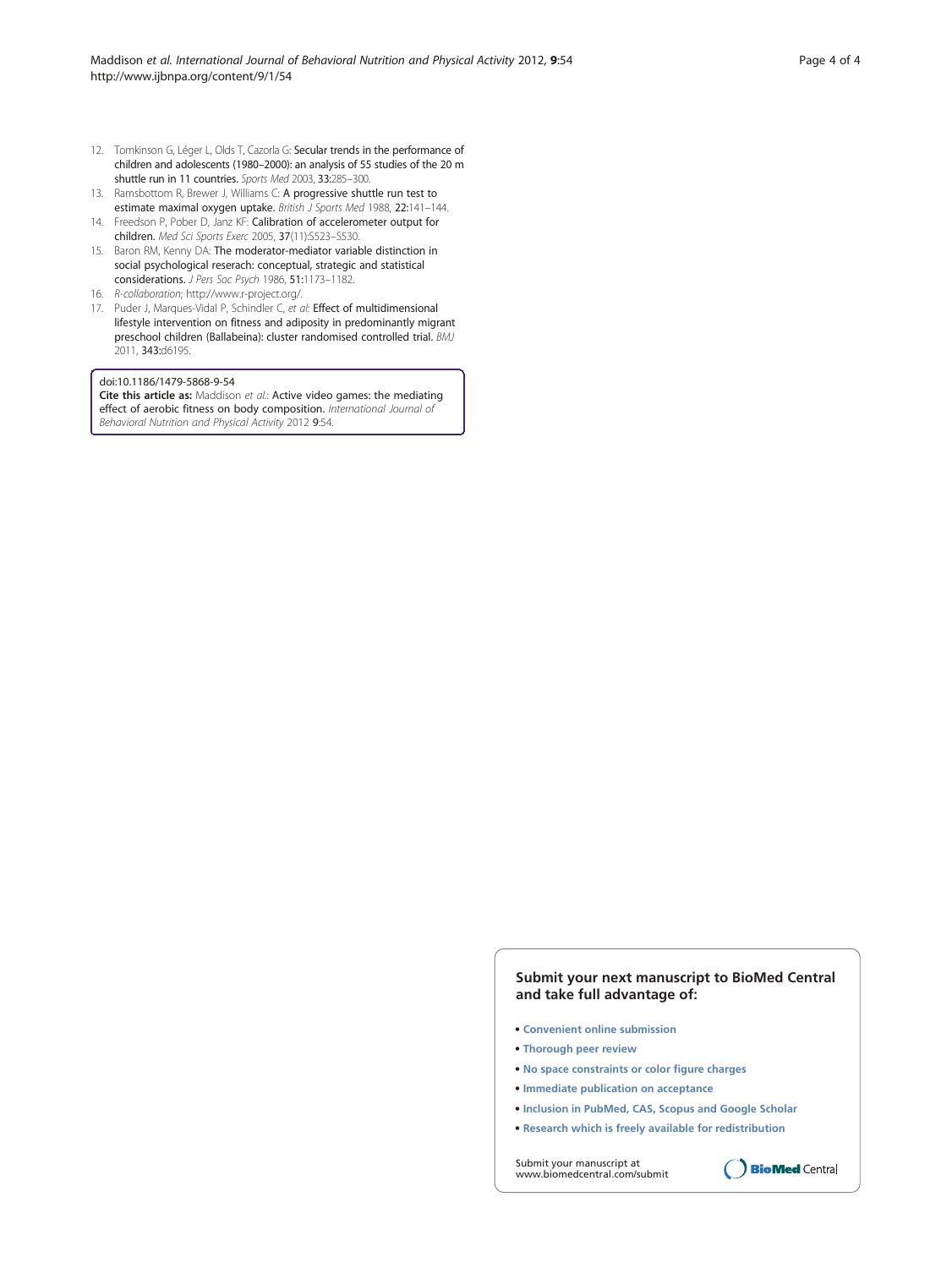12. Tomkinson G, Léger L, Olds T, Cazorla G: **Secular trends in the performance of children and adolescents (1980–2000): an analysis of 55 studies of the 20 m shuttle run in 11 countries.** *Sports Med* 2003, **33:**285–300.
13. Ramsbottom R, Brewer J, Williams C: **A progressive shuttle run test to estimate maximal oxygen uptake.** *British J Sports Med* 1988, **22:**141–144.
14. Freedson P, Pober D, Janz KF: **Calibration of accelerometer output for children.** *Med Sci Sports Exerc* 2005, **37**(11):S523–S530.
15. Baron RM, Kenny DA: **The moderator-mediator variable distinction in social psychological reserach: conceptual, strategic and statistical considerations.** *J Pers Soc Psych* 1986, **51:**1173–1182.
16. *R-collaboration*; http://www.r-project.org/.
17. Puder J, Marques-Vidal P, Schindler C, *et al*: **Effect of multidimensional lifestyle intervention on fitness and adiposity in predominantly migrant preschool children (Ballabeina): cluster randomised controlled trial.** *BMJ* 2011, **343:**d6195.

doi:10.1186/1479-5868-9-54

**Cite this article as:** Maddison *et al.*: Active video games: the mediating effect of aerobic fitness on body composition. *International Journal of Behavioral Nutrition and Physical Activity* 2012 **9**:54.

**Submit your next manuscript to BioMed Central and take full advantage of:**

- **Convenient online submission**
- **Thorough peer review**
- **No space constraints or color figure charges**
- **Immediate publication on acceptance**
- **Inclusion in PubMed, CAS, Scopus and Google Scholar**
- **Research which is freely available for redistribution**

Submit your manuscript at
www.biomedcentral.com/submit

BioMed Central